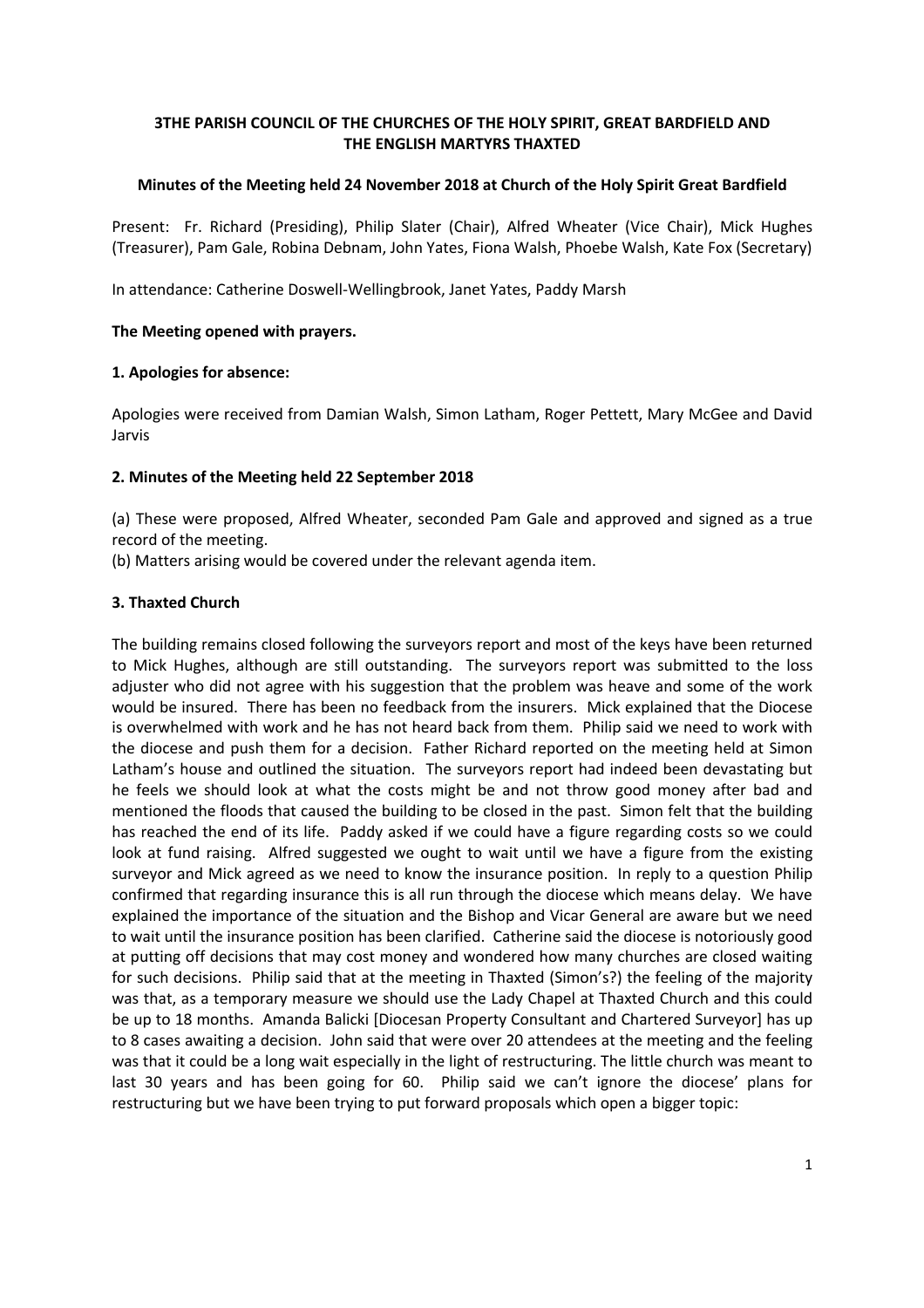**3THE PARISH COUNCIL OF THE CHURCHES OF THE HOLY SPIRIT, GREAT BARDFIELD AND THE ENGLISH MARTYRS THAXTED**

**Minutes of the Meeting held 24 November 2018 at Church of the Holy Spirit Great Bardfield**

Present: Fr. Richard (Presiding), Philip Slater (Chair), Alfred Wheater (Vice Chair), Mick Hughes (Treasurer), Pam Gale, Robina Debnam, John Yates, Fiona Walsh, Phoebe Walsh, Kate Fox (Secretary)

In attendance: Catherine Doswell-Wellingbrook, Janet Yates, Paddy Marsh

**The Meeting opened with prayers.**

**1. Apologies for absence:**

Apologies were received from Damian Walsh, Simon Latham, Roger Pettett, Mary McGee and David Jarvis

**2. Minutes of the Meeting held 22 September 2018**

(a) These were proposed, Alfred Wheater, seconded Pam Gale and approved and signed as a true record of the meeting.
(b) Matters arising would be covered under the relevant agenda item.

**3. Thaxted Church**

The building remains closed following the surveyors report and most of the keys have been returned to Mick Hughes, although are still outstanding. The surveyors report was submitted to the loss adjuster who did not agree with his suggestion that the problem was heave and some of the work would be insured. There has been no feedback from the insurers. Mick explained that the Diocese is overwhelmed with work and he has not heard back from them. Philip said we need to work with the diocese and push them for a decision. Father Richard reported on the meeting held at Simon Latham's house and outlined the situation. The surveyors report had indeed been devastating but he feels we should look at what the costs might be and not throw good money after bad and mentioned the floods that caused the building to be closed in the past. Simon felt that the building has reached the end of its life. Paddy asked if we could have a figure regarding costs so we could look at fund raising. Alfred suggested we ought to wait until we have a figure from the existing surveyor and Mick agreed as we need to know the insurance position. In reply to a question Philip confirmed that regarding insurance this is all run through the diocese which means delay. We have explained the importance of the situation and the Bishop and Vicar General are aware but we need to wait until the insurance position has been clarified. Catherine said the diocese is notoriously good at putting off decisions that may cost money and wondered how many churches are closed waiting for such decisions. Philip said that at the meeting in Thaxted (Simon's?) the feeling of the majority was that, as a temporary measure we should use the Lady Chapel at Thaxted Church and this could be up to 18 months. Amanda Balicki [Diocesan Property Consultant and Chartered Surveyor] has up to 8 cases awaiting a decision. John said that were over 20 attendees at the meeting and the feeling was that it could be a long wait especially in the light of restructuring. The little church was meant to last 30 years and has been going for 60. Philip said we can't ignore the diocese' plans for restructuring but we have been trying to put forward proposals which open a bigger topic: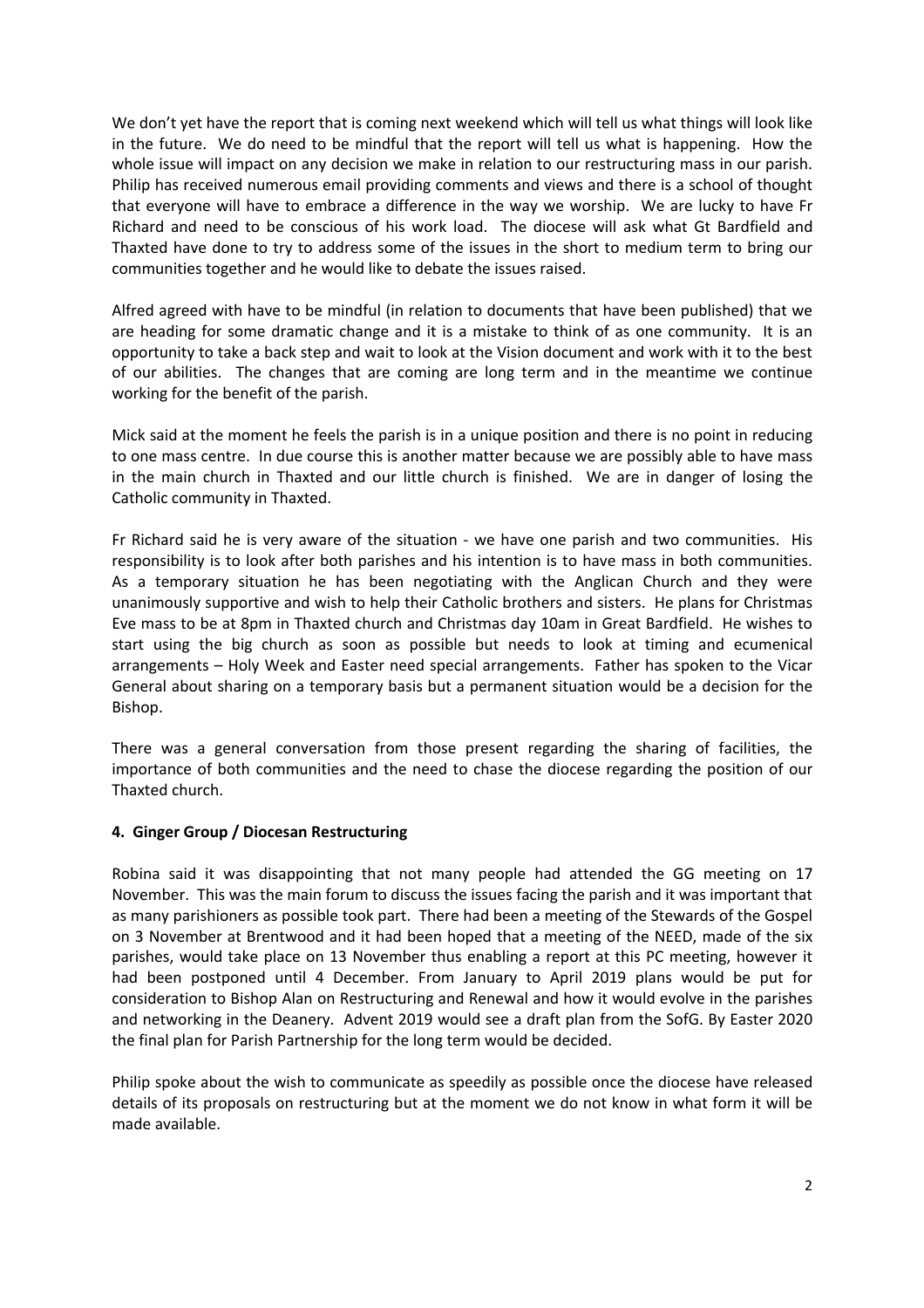We don't yet have the report that is coming next weekend which will tell us what things will look like in the future. We do need to be mindful that the report will tell us what is happening. How the whole issue will impact on any decision we make in relation to our restructuring mass in our parish. Philip has received numerous email providing comments and views and there is a school of thought that everyone will have to embrace a difference in the way we worship. We are lucky to have Fr Richard and need to be conscious of his work load. The diocese will ask what Gt Bardfield and Thaxted have done to try to address some of the issues in the short to medium term to bring our communities together and he would like to debate the issues raised.

Alfred agreed with have to be mindful (in relation to documents that have been published) that we are heading for some dramatic change and it is a mistake to think of as one community. It is an opportunity to take a back step and wait to look at the Vision document and work with it to the best of our abilities. The changes that are coming are long term and in the meantime we continue working for the benefit of the parish.

Mick said at the moment he feels the parish is in a unique position and there is no point in reducing to one mass centre. In due course this is another matter because we are possibly able to have mass in the main church in Thaxted and our little church is finished. We are in danger of losing the Catholic community in Thaxted.

Fr Richard said he is very aware of the situation - we have one parish and two communities. His responsibility is to look after both parishes and his intention is to have mass in both communities. As a temporary situation he has been negotiating with the Anglican Church and they were unanimously supportive and wish to help their Catholic brothers and sisters. He plans for Christmas Eve mass to be at 8pm in Thaxted church and Christmas day 10am in Great Bardfield. He wishes to start using the big church as soon as possible but needs to look at timing and ecumenical arrangements – Holy Week and Easter need special arrangements. Father has spoken to the Vicar General about sharing on a temporary basis but a permanent situation would be a decision for the Bishop.

There was a general conversation from those present regarding the sharing of facilities, the importance of both communities and the need to chase the diocese regarding the position of our Thaxted church.

**4. Ginger Group / Diocesan Restructuring**

Robina said it was disappointing that not many people had attended the GG meeting on 17 November. This was the main forum to discuss the issues facing the parish and it was important that as many parishioners as possible took part. There had been a meeting of the Stewards of the Gospel on 3 November at Brentwood and it had been hoped that a meeting of the NEED, made of the six parishes, would take place on 13 November thus enabling a report at this PC meeting, however it had been postponed until 4 December. From January to April 2019 plans would be put for consideration to Bishop Alan on Restructuring and Renewal and how it would evolve in the parishes and networking in the Deanery. Advent 2019 would see a draft plan from the SofG. By Easter 2020 the final plan for Parish Partnership for the long term would be decided.

Philip spoke about the wish to communicate as speedily as possible once the diocese have released details of its proposals on restructuring but at the moment we do not know in what form it will be made available.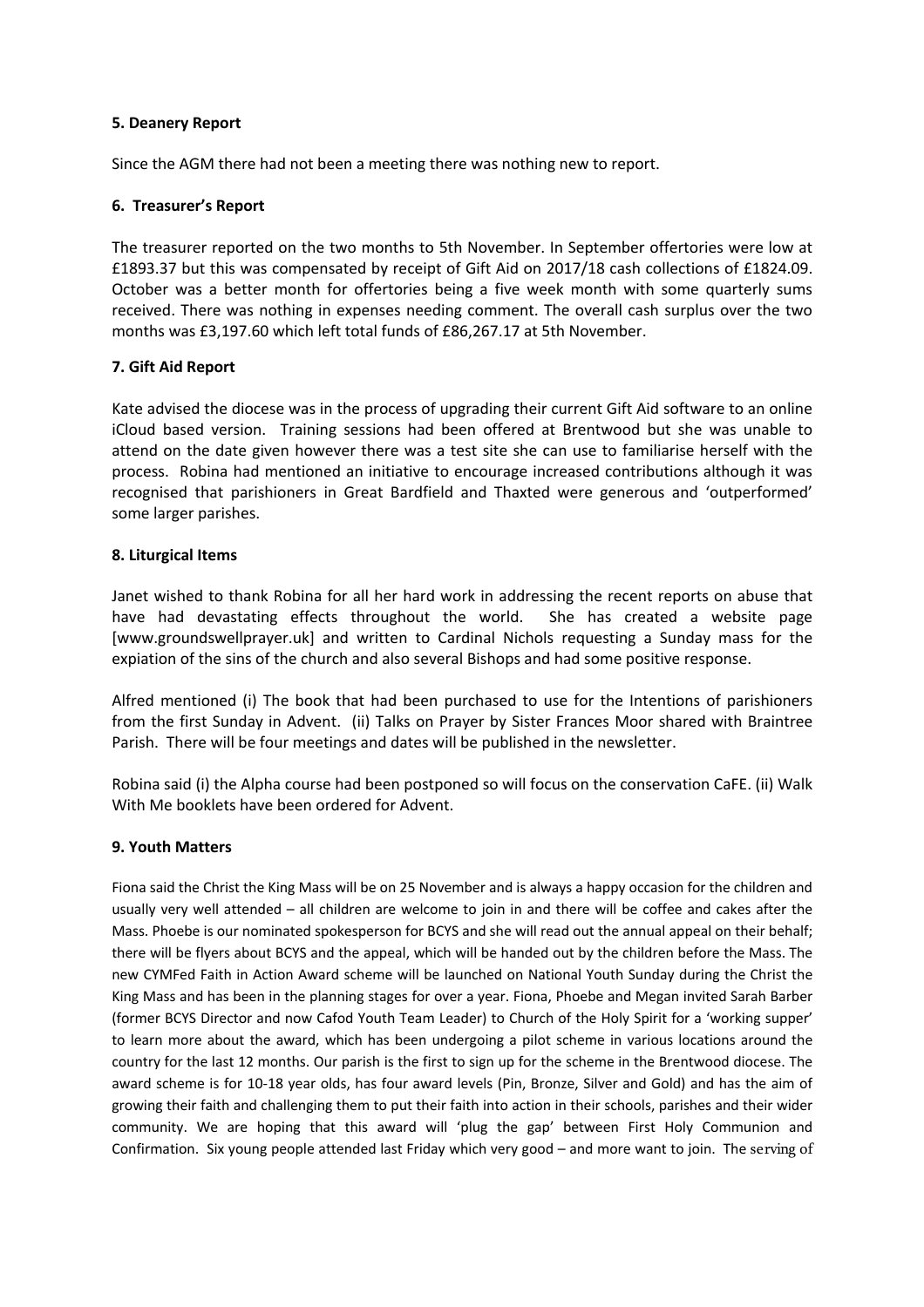### 5. Deanery Report

Since the AGM there had not been a meeting there was nothing new to report.

### 6. Treasurer's Report

The treasurer reported on the two months to 5th November. In September offertories were low at £1893.37 but this was compensated by receipt of Gift Aid on 2017/18 cash collections of £1824.09. October was a better month for offertories being a five week month with some quarterly sums received. There was nothing in expenses needing comment. The overall cash surplus over the two months was £3,197.60 which left total funds of £86,267.17 at 5th November.

### 7. Gift Aid Report

Kate advised the diocese was in the process of upgrading their current Gift Aid software to an online iCloud based version. Training sessions had been offered at Brentwood but she was unable to attend on the date given however there was a test site she can use to familiarise herself with the process. Robina had mentioned an initiative to encourage increased contributions although it was recognised that parishioners in Great Bardfield and Thaxted were generous and 'outperformed' some larger parishes.

### 8. Liturgical Items

Janet wished to thank Robina for all her hard work in addressing the recent reports on abuse that have had devastating effects throughout the world. She has created a website page [www.groundswellprayer.uk] and written to Cardinal Nichols requesting a Sunday mass for the expiation of the sins of the church and also several Bishops and had some positive response.

Alfred mentioned (i) The book that had been purchased to use for the Intentions of parishioners from the first Sunday in Advent. (ii) Talks on Prayer by Sister Frances Moor shared with Braintree Parish. There will be four meetings and dates will be published in the newsletter.

Robina said (i) the Alpha course had been postponed so will focus on the conservation CaFE. (ii) Walk With Me booklets have been ordered for Advent.

### 9. Youth Matters

Fiona said the Christ the King Mass will be on 25 November and is always a happy occasion for the children and usually very well attended – all children are welcome to join in and there will be coffee and cakes after the Mass. Phoebe is our nominated spokesperson for BCYS and she will read out the annual appeal on their behalf; there will be flyers about BCYS and the appeal, which will be handed out by the children before the Mass. The new CYMFed Faith in Action Award scheme will be launched on National Youth Sunday during the Christ the King Mass and has been in the planning stages for over a year. Fiona, Phoebe and Megan invited Sarah Barber (former BCYS Director and now Cafod Youth Team Leader) to Church of the Holy Spirit for a 'working supper' to learn more about the award, which has been undergoing a pilot scheme in various locations around the country for the last 12 months. Our parish is the first to sign up for the scheme in the Brentwood diocese. The award scheme is for 10-18 year olds, has four award levels (Pin, Bronze, Silver and Gold) and has the aim of growing their faith and challenging them to put their faith into action in their schools, parishes and their wider community. We are hoping that this award will 'plug the gap' between First Holy Communion and Confirmation. Six young people attended last Friday which very good – and more want to join. The serving of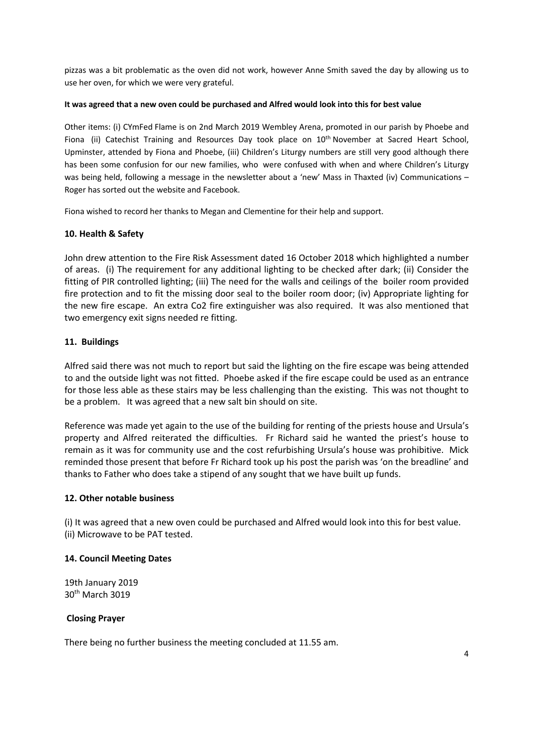pizzas was a bit problematic as the oven did not work, however Anne Smith saved the day by allowing us to use her oven, for which we were very grateful.

**It was agreed that a new oven could be purchased and Alfred would look into this for best value**

Other items: (i) CYmFed Flame is on 2nd March 2019 Wembley Arena, promoted in our parish by Phoebe and Fiona (ii) Catechist Training and Resources Day took place on 10th November at Sacred Heart School, Upminster, attended by Fiona and Phoebe, (iii) Children's Liturgy numbers are still very good although there has been some confusion for our new families, who were confused with when and where Children's Liturgy was being held, following a message in the newsletter about a 'new' Mass in Thaxted (iv) Communications – Roger has sorted out the website and Facebook.

Fiona wished to record her thanks to Megan and Clementine for their help and support.

### 10. Health & Safety

John drew attention to the Fire Risk Assessment dated 16 October 2018 which highlighted a number of areas. (i) The requirement for any additional lighting to be checked after dark; (ii) Consider the fitting of PIR controlled lighting; (iii) The need for the walls and ceilings of the boiler room provided fire protection and to fit the missing door seal to the boiler room door; (iv) Appropriate lighting for the new fire escape. An extra Co2 fire extinguisher was also required. It was also mentioned that two emergency exit signs needed re fitting.

### 11. Buildings

Alfred said there was not much to report but said the lighting on the fire escape was being attended to and the outside light was not fitted. Phoebe asked if the fire escape could be used as an entrance for those less able as these stairs may be less challenging than the existing. This was not thought to be a problem. It was agreed that a new salt bin should on site.

Reference was made yet again to the use of the building for renting of the priests house and Ursula's property and Alfred reiterated the difficulties. Fr Richard said he wanted the priest's house to remain as it was for community use and the cost refurbishing Ursula's house was prohibitive. Mick reminded those present that before Fr Richard took up his post the parish was 'on the breadline' and thanks to Father who does take a stipend of any sought that we have built up funds.

### 12. Other notable business

(i) It was agreed that a new oven could be purchased and Alfred would look into this for best value.
(ii) Microwave to be PAT tested.

### 14. Council Meeting Dates

19th January 2019
30th March 3019

### Closing Prayer

There being no further business the meeting concluded at 11.55 am.